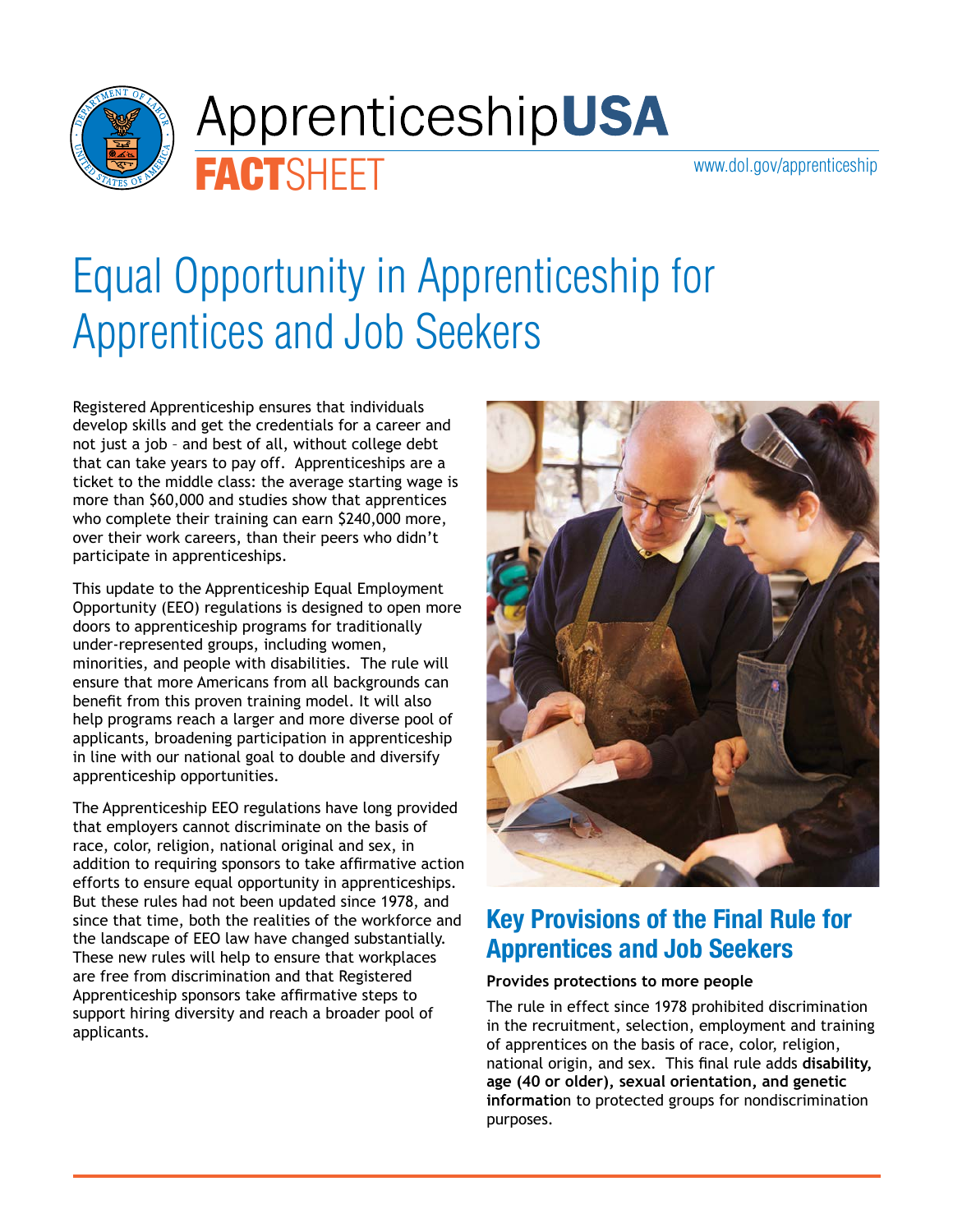ApprenticeshipUSA

**FACT**SHEET

www.dol.gov/apprenticeship

# Equal Opportunity in Apprenticeship for Apprentices and Job Seekers

Registered Apprenticeship ensures that individuals develop skills and get the credentials for a career and not just a job – and best of all, without college debt that can take years to pay off. Apprenticeships are a ticket to the middle class: the average starting wage is more than $60,000 and studies show that apprentices who complete their training can earn $240,000 more, over their work careers, than their peers who didn't participate in apprenticeships.

This update to the Apprenticeship Equal Employment Opportunity (EEO) regulations is designed to open more doors to apprenticeship programs for traditionally under-represented groups, including women, minorities, and people with disabilities. The rule will ensure that more Americans from all backgrounds can benefit from this proven training model. It will also help programs reach a larger and more diverse pool of applicants, broadening participation in apprenticeship in line with our national goal to double and diversify apprenticeship opportunities.

The Apprenticeship EEO regulations have long provided that employers cannot discriminate on the basis of race, color, religion, national original and sex, in addition to requiring sponsors to take affirmative action efforts to ensure equal opportunity in apprenticeships. But these rules had not been updated since 1978, and since that time, both the realities of the workforce and the landscape of EEO law have changed substantially. These new rules will help to ensure that workplaces are free from discrimination and that Registered Apprenticeship sponsors take affirmative steps to support hiring diversity and reach a broader pool of applicants.

## Key Provisions of the Final Rule for Apprentices and Job Seekers

**Provides protections to more people**

The rule in effect since 1978 prohibited discrimination in the recruitment, selection, employment and training of apprentices on the basis of race, color, religion, national origin, and sex. This final rule adds **disability, age (40 or older), sexual orientation, and genetic information** to protected groups for nondiscrimination purposes.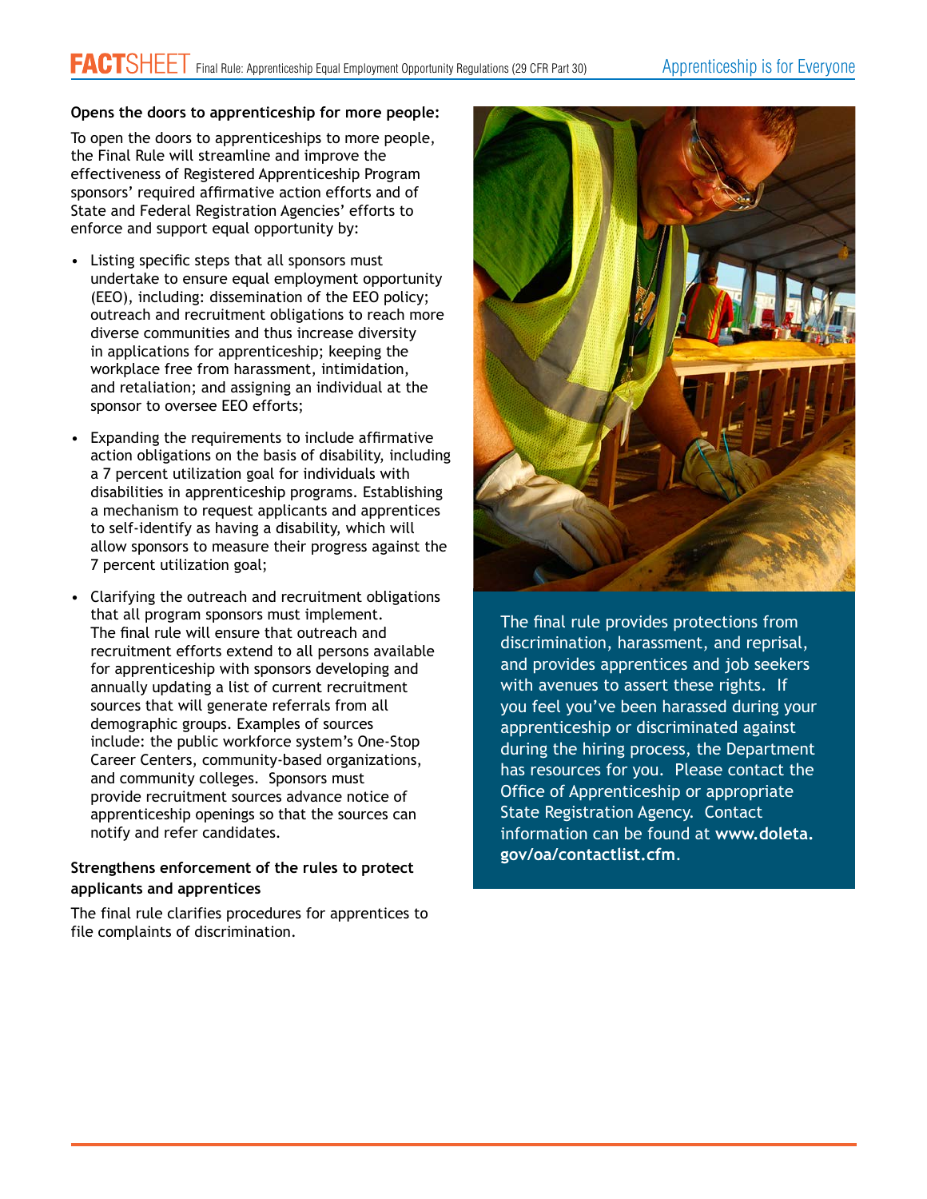**Opens the doors to apprenticeship for more people:**

To open the doors to apprenticeships to more people, the Final Rule will streamline and improve the effectiveness of Registered Apprenticeship Program sponsors' required affirmative action efforts and of State and Federal Registration Agencies' efforts to enforce and support equal opportunity by:

- Listing specific steps that all sponsors must undertake to ensure equal employment opportunity (EEO), including: dissemination of the EEO policy; outreach and recruitment obligations to reach more diverse communities and thus increase diversity in applications for apprenticeship; keeping the workplace free from harassment, intimidation, and retaliation; and assigning an individual at the sponsor to oversee EEO efforts;

- Expanding the requirements to include affirmative action obligations on the basis of disability, including a 7 percent utilization goal for individuals with disabilities in apprenticeship programs. Establishing a mechanism to request applicants and apprentices to self-identify as having a disability, which will allow sponsors to measure their progress against the 7 percent utilization goal;

- Clarifying the outreach and recruitment obligations that all program sponsors must implement. The final rule will ensure that outreach and recruitment efforts extend to all persons available for apprenticeship with sponsors developing and annually updating a list of current recruitment sources that will generate referrals from all demographic groups. Examples of sources include: the public workforce system's One-Stop Career Centers, community-based organizations, and community colleges. Sponsors must provide recruitment sources advance notice of apprenticeship openings so that the sources can notify and refer candidates.

**Strengthens enforcement of the rules to protect applicants and apprentices**

The final rule clarifies procedures for apprentices to file complaints of discrimination.

The final rule provides protections from discrimination, harassment, and reprisal, and provides apprentices and job seekers with avenues to assert these rights. If you feel you've been harassed during your apprenticeship or discriminated against during the hiring process, the Department has resources for you. Please contact the Office of Apprenticeship or appropriate State Registration Agency. Contact information can be found at **www.doleta.gov/oa/contactlist.cfm**.